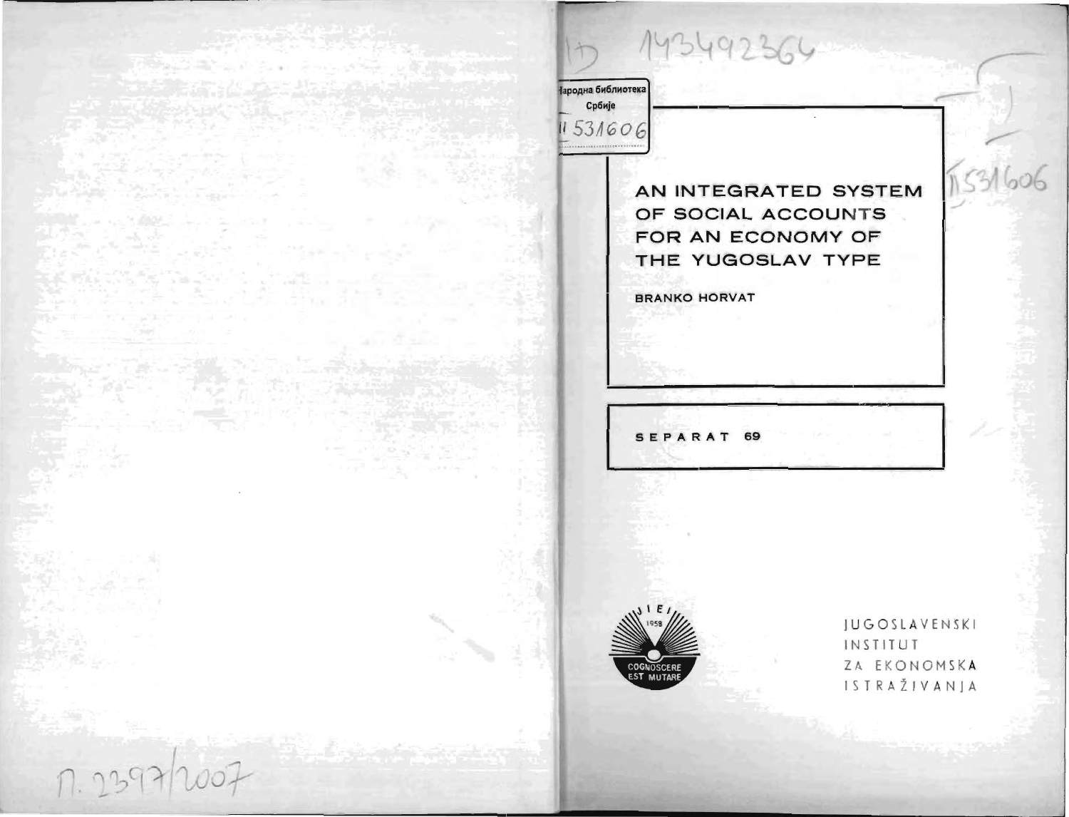# AN INTEGRATED SYSTEM OF SOCIAL ACCOUNTS FOR AN ECONOMY OF THE YUGOSLAV TYPE

**BRANKO HORVAT**

**SEPARAT 69**

JUGOSLAVENSKI INSTITUT ZA EKONOMSKA ISTRAŽIVANJA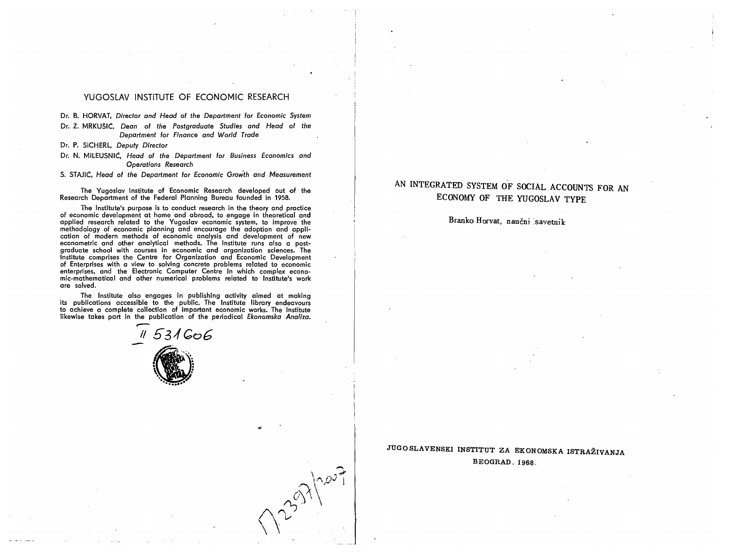## YUGOSLAV INSTITUTE OF ECONOMIC RESEARCH

Dr. B. HORVAT, *Director and Head of the Department for Economic System*

Dr. Ž. MRKUŠIĆ, *Dean of the Postgraduate Studies and Head of the Department for Finance and World Trade*

Dr. P. SICHERL, *Deputy Director*

Dr. N. MILEUSNIĆ, *Head of the Department for Business Economics and Operations Research*

S. STAJIĆ, *Head of the Department for Economic Growth and Measurement*

The Yugoslav Institute of Economic Research developed out of the Research Department of the Federal Planning Bureau founded in 1958.

The Institute's purpose is to conduct research in the theory and practice of economic development at home and abroad, to engage in theoretical and applied research related to the Yugoslav economic system, to improve the methodology of economic planning and encourage the adoption and application of modern methods of economic analysis and development of new econometric and other analytical methods. The Institute runs also a postgraduate school with courses in economic and organization sciences. The Institute comprises the Centre for Organization and Economic Development of Enterprises with a view to solving concrete problems related to economic enterprises, and the Electronic Computer Centre in which complex economic-mathematical and other numerical problems related to Institute's work are solved.

The Institute also engages in publishing activity aimed at making its publications accessible to the public. The Institute library endeavours to achieve a complete collection of important economic works. The Institute likewise takes part in the publication of the periodical *Ekonomska Analiza.*

II 531606

# AN INTEGRATED SYSTEM OF SOCIAL ACCOUNTS FOR AN ECONOMY OF THE YUGOSLAV TYPE

Branko Horvat, naučni savetnik

JUGOSLAVENSKI INSTITUT ZA EKONOMSKA ISTRAŽIVANJA

BEOGRAD, 1968.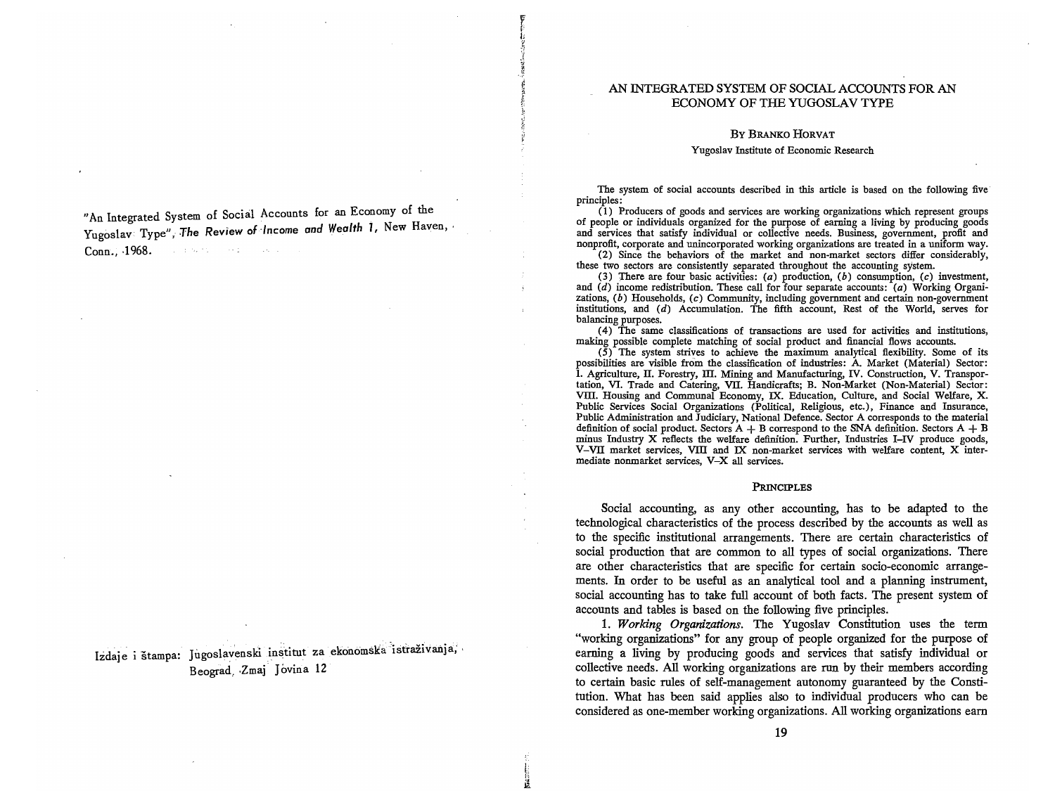"An Integrated System of Social Accounts for an Economy of the Yugoslav Type", *The Review of Income and Wealth 1*, New Haven, Conn., 1968.

Izdaje i štampa: Jugoslavenski institut za ekonomska istraživanja, Beograd, Zmaj Jovina 12

# AN INTEGRATED SYSTEM OF SOCIAL ACCOUNTS FOR AN ECONOMY OF THE YUGOSLAV TYPE

By Branko Horvat

Yugoslav Institute of Economic Research

The system of social accounts described in this article is based on the following five principles:

(1) Producers of goods and services are working organizations which represent groups of people or individuals organized for the purpose of earning a living by producing goods and services that satisfy individual or collective needs. Business, government, profit and nonprofit, corporate and unincorporated working organizations are treated in a uniform way.

(2) Since the behaviors of the market and non-market sectors differ considerably, these two sectors are consistently separated throughout the accounting system.

(3) There are four basic activities: (*a*) production, (*b*) consumption, (*c*) investment, and (*d*) income redistribution. These call for four separate accounts: (*a*) Working Organizations, (*b*) Households, (*c*) Community, including government and certain non-government institutions, and (*d*) Accumulation. The fifth account, Rest of the World, serves for balancing purposes.

(4) The same classifications of transactions are used for activities and institutions, making possible complete matching of social product and financial flows accounts.

(5) The system strives to achieve the maximum analytical flexibility. Some of its possibilities are visible from the classification of industries: A. Market (Material) Sector: I. Agriculture, II. Forestry, III. Mining and Manufacturing, IV. Construction, V. Transportation, VI. Trade and Catering, VII. Handicrafts; B. Non-Market (Non-Material) Sector: VIII. Housing and Communal Economy, IX. Education, Culture, and Social Welfare, X. Public Services Social Organizations (Political, Religious, etc.), Finance and Insurance, Public Administration and Judiciary, National Defence. Sector A corresponds to the material definition of social product. Sectors A + B correspond to the SNA definition. Sectors A + B minus Industry X reflects the welfare definition. Further, Industries I–IV produce goods, V–VII market services, VIII and IX non-market services with welfare content, X intermediate nonmarket services, V–X all services.

## Principles

Social accounting, as any other accounting, has to be adapted to the technological characteristics of the process described by the accounts as well as to the specific institutional arrangements. There are certain characteristics of social production that are common to all types of social organizations. There are other characteristics that are specific for certain socio-economic arrangements. In order to be useful as an analytical tool and a planning instrument, social accounting has to take full account of both facts. The present system of accounts and tables is based on the following five principles.

1. *Working Organizations.* The Yugoslav Constitution uses the term "working organizations" for any group of people organized for the purpose of earning a living by producing goods and services that satisfy individual or collective needs. All working organizations are run by their members according to certain basic rules of self-management autonomy guaranteed by the Constitution. What has been said applies also to individual producers who can be considered as one-member working organizations. All working organizations earn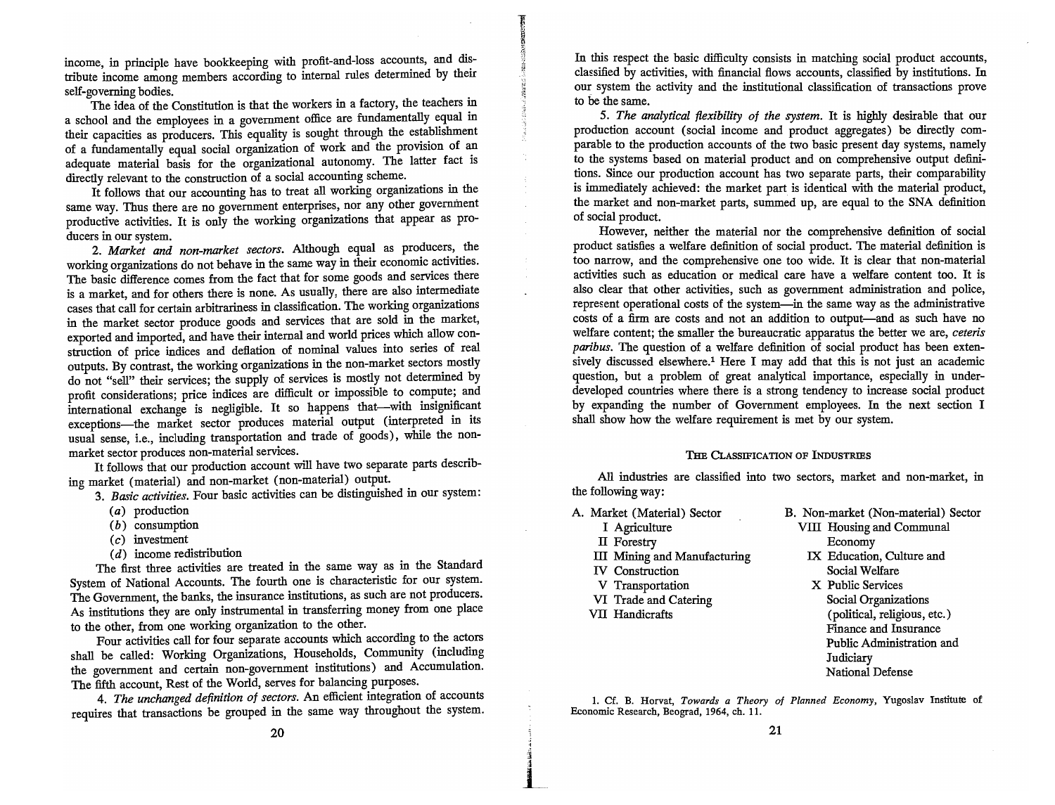income, in principle have bookkeeping with profit-and-loss accounts, and distribute income among members according to internal rules determined by their self-governing bodies.

The idea of the Constitution is that the workers in a factory, the teachers in a school and the employees in a government office are fundamentally equal in their capacities as producers. This equality is sought through the establishment of a fundamentally equal social organization of work and the provision of an adequate material basis for the organizational autonomy. The latter fact is directly relevant to the construction of a social accounting scheme.

It follows that our accounting has to treat all working organizations in the same way. Thus there are no government enterprises, nor any other government productive activities. It is only the working organizations that appear as producers in our system.

2. *Market and non-market sectors.* Although equal as producers, the working organizations do not behave in the same way in their economic activities. The basic difference comes from the fact that for some goods and services there is a market, and for others there is none. As usually, there are also intermediate cases that call for certain arbitrariness in classification. The working organizations in the market sector produce goods and services that are sold in the market, exported and imported, and have their internal and world prices which allow construction of price indices and deflation of nominal values into series of real outputs. By contrast, the working organizations in the non-market sectors mostly do not "sell" their services; the supply of services is mostly not determined by profit considerations; price indices are difficult or impossible to compute; and international exchange is negligible. It so happens that—with insignificant exceptions—the market sector produces material output (interpreted in its usual sense, i.e., including transportation and trade of goods), while the non-market sector produces non-material services.

It follows that our production account will have two separate parts describing market (material) and non-market (non-material) output.

3. *Basic activities.* Four basic activities can be distinguished in our system:

(*a*) production
(*b*) consumption
(*c*) investment
(*d*) income redistribution

The first three activities are treated in the same way as in the Standard System of National Accounts. The fourth one is characteristic for our system. The Government, the banks, the insurance institutions, as such are not producers. As institutions they are only instrumental in transferring money from one place to the other, from one working organization to the other.

Four activities call for four separate accounts which according to the actors shall be called: Working Organizations, Households, Community (including the government and certain non-government institutions) and Accumulation. The fifth account, Rest of the World, serves for balancing purposes.

4. *The unchanged definition of sectors.* An efficient integration of accounts requires that transactions be grouped in the same way throughout the system. In this respect the basic difficulty consists in matching social product accounts, classified by activities, with financial flows accounts, classified by institutions. In our system the activity and the institutional classification of transactions prove to be the same.

5. *The analytical flexibility of the system.* It is highly desirable that our production account (social income and product aggregates) be directly comparable to the production accounts of the two basic present day systems, namely to the systems based on material product and on comprehensive output definitions. Since our production account has two separate parts, their comparability is immediately achieved: the market part is identical with the material product, the market and non-market parts, summed up, are equal to the SNA definition of social product.

However, neither the material nor the comprehensive definition of social product satisfies a welfare definition of social product. The material definition is too narrow, and the comprehensive one too wide. It is clear that non-material activities such as education or medical care have a welfare content too. It is also clear that other activities, such as government administration and police, represent operational costs of the system—in the same way as the administrative costs of a firm are costs and not an addition to output—and as such have no welfare content; the smaller the bureaucratic apparatus the better we are, *ceteris paribus*. The question of a welfare definition of social product has been extensively discussed elsewhere.[1] Here I may add that this is not just an academic question, but a problem of great analytical importance, especially in underdeveloped countries where there is a strong tendency to increase social product by expanding the number of Government employees. In the next section I shall show how the welfare requirement is met by our system.

## The Classification of Industries

All industries are classified into two sectors, market and non-market, in the following way:

A. Market (Material) Sector
- I Agriculture
- II Forestry
- III Mining and Manufacturing
- IV Construction
- V Transportation
- VI Trade and Catering
- VII Handicrafts

B. Non-market (Non-material) Sector
- VIII Housing and Communal Economy
- IX Education, Culture and Social Welfare
- X Public Services
  - Social Organizations (political, religious, etc.)
  - Finance and Insurance
  - Public Administration and Judiciary
  - National Defense

1. Cf. B. Horvat, *Towards a Theory of Planned Economy*, Yugoslav Institute of Economic Research, Beograd, 1964, ch. 11.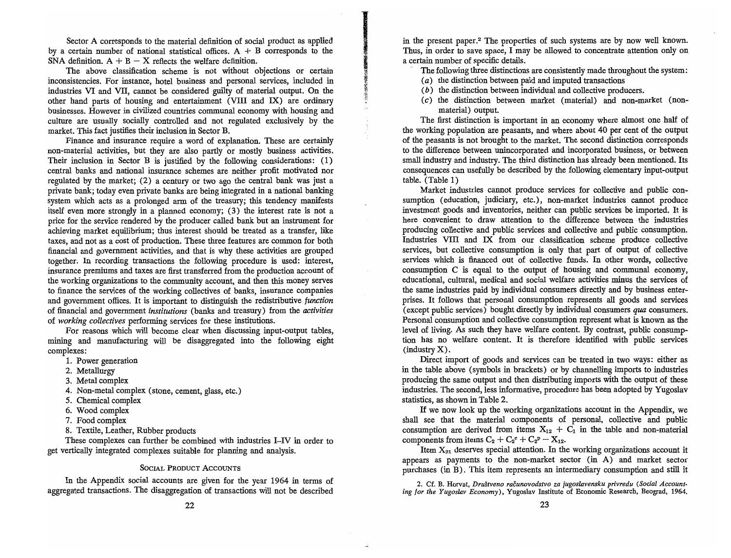Sector A corresponds to the material definition of social product as applied by a certain number of national statistical offices. A + B corresponds to the SNA definition. A + B − X reflects the welfare definition.

The above classification scheme is not without objections or certain inconsistencies. For instance, hotel business and personal services, included in industries VI and VII, cannot be considered guilty of material output. On the other hand parts of housing and entertainment (VIII and IX) are ordinary businesses. However in civilized countries communal economy with housing and culture are usually socially controlled and not regulated exclusively by the market. This fact justifies their inclusion in Sector B.

Finance and insurance require a word of explanation. These are certainly non-material activities, but they are also partly or mostly business activities. Their inclusion in Sector B is justified by the following considerations: (1) central banks and national insurance schemes are neither profit motivated nor regulated by the market; (2) a century or two ago the central bank was just a private bank; today even private banks are being integrated in a national banking system which acts as a prolonged arm of the treasury; this tendency manifests itself even more strongly in a planned economy; (3) the interest rate is not a price for the service rendered by the producer called bank but an instrument for achieving market equilibrium; thus interest should be treated as a transfer, like taxes, and not as a cost of production. These three features are common for both financial and government activities, and that is why these activities are grouped together. In recording transactions the following procedure is used: interest, insurance premiums and taxes are first transferred from the production account of the working organizations to the community account, and then this money serves to finance the services of the working collectives of banks, insurance companies and government offices. It is important to distinguish the redistributive *function* of financial and government *institutions* (banks and treasury) from the *activities* of *working collectives* performing services for these institutions.

For reasons which will become clear when discussing input-output tables, mining and manufacturing will be disaggregated into the following eight complexes:

1. Power generation
2. Metallurgy
3. Metal complex
4. Non-metal complex (stone, cement, glass, etc.)
5. Chemical complex
6. Wood complex
7. Food complex
8. Textile, Leather, Rubber products

These complexes can further be combined with industries I–IV in order to get vertically integrated complexes suitable for planning and analysis.

## Social Product Accounts

In the Appendix social accounts are given for the year 1964 in terms of aggregated transactions. The disaggregation of transactions will not be described in the present paper.[2] The properties of such systems are by now well known. Thus, in order to save space, I may be allowed to concentrate attention only on a certain number of specific details.

The following three distinctions are consistently made throughout the system:

(*a*) the distinction between paid and imputed transactions
(*b*) the distinction between individual and collective producers.
(*c*) the distinction between market (material) and non-market (non-material) output.

The first distinction is important in an economy where almost one half of the working population are peasants, and where about 40 per cent of the output of the peasants is not brought to the market. The second distinction corresponds to the difference between unincorporated and incorporated business, or between small industry and industry. The third distinction has already been mentioned. Its consequences can usefully be described by the following elementary input-output table. (Table 1)

Market industries cannot produce services for collective and public consumption (education, judiciary, etc.), non-market industries cannot produce investment goods and inventories, neither can public services be imported. It is here convenient to draw attention to the difference between the industries producing collective and public services and collective and public consumption. Industries VIII and IX from our classification scheme produce collective services, but collective consumption is only that part of output of collective services which is financed out of collective funds. In other words, collective consumption C is equal to the output of housing and communal economy, educational, cultural, medical and social welfare activities minus the services of the same industries paid by individual consumers directly and by business enterprises. It follows that personal consumption represents all goods and services (except public services) bought directly by individual consumers *qua* consumers. Personal consumption and collective consumption represent what is known as the level of living. As such they have welfare content. By contrast, public consumption has no welfare content. It is therefore identified with public services (industry X).

Direct import of goods and services can be treated in two ways: either as in the table above (symbols in brackets) or by channelling imports to industries producing the same output and then distributing imports with the output of these industries. The second, less informative, procedure has been adopted by Yugoslav statistics, as shown in Table 2.

If we now look up the working organizations account in the Appendix, we shall see that the material components of personal, collective and public consumption are derived from items $X_{12} + C_1$ in the table and non-material components from items $C_2 + C_2^c + C_2^p - X_{12}$.

Item $X_{21}$ deserves special attention. In the working organizations account it appears as payments to the non-market sector (in A) and market sector purchases (in B). This item represents an intermediary consumption and still it

2. Cf. B. Horvat, *Društveno računovodstvo za jugoslavensku privredu* (*Social Accounting for the Yugoslav Economy*), Yugoslav Institute of Economic Research, Beograd, 1964.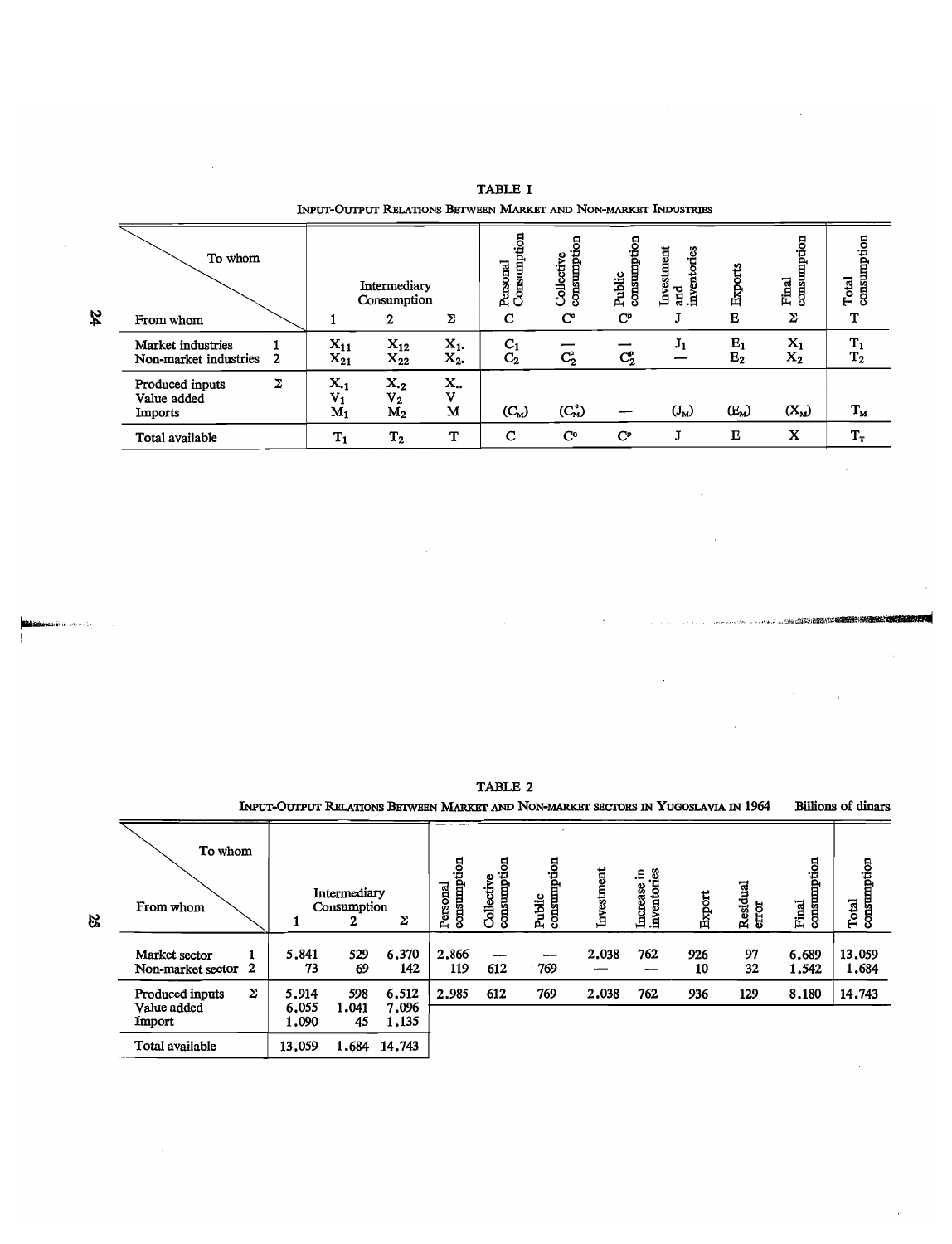TABLE I

INPUT-OUTPUT RELATIONS BETWEEN MARKET AND NON-MARKET INDUSTRIES

| To whom / From whom | | Intermediary Consumption 1 | 2 | Σ | Personal Consumption C | Collective consumption $C^c$ | Public consumption $C^p$ | Investment and inventories J | Exports E | Final consumption Σ | Total consumption T |
|---|---|---|---|---|---|---|---|---|---|---|---|
| Market industries | 1 | $X_{11}$ | $X_{12}$ | $X_{1.}$ | $C_1$ | — | — | $J_1$ | $E_1$ | $X_1$ | $T_1$ |
| Non-market industries | 2 | $X_{21}$ | $X_{22}$ | $X_{2.}$ | $C_2$ | $C_2^c$ | $C_2^p$ | — | $E_2$ | $X_2$ | $T_2$ |
| Produced inputs | Σ | $X_{.1}$ | $X_{.2}$ | $X_{..}$ | | | | | | | |
| Value added | | $V_1$ | $V_2$ | V | | | | | | | |
| Imports | | $M_1$ | $M_2$ | M | $(C_M)$ | $(C_M^c)$ | — | $(J_M)$ | $(E_M)$ | $(X_M)$ | $T_M$ |
| Total available | | $T_1$ | $T_2$ | T | C | $C^c$ | $C^p$ | J | E | X | $T_T$ |

TABLE 2

INPUT-OUTPUT RELATIONS BETWEEN MARKET AND NON-MARKET SECTORS IN YUGOSLAVIA IN 1964 — Billions of dinars

| To whom / From whom | | Intermediary Consumption 1 | 2 | Σ | Personal consumption | Collective consumption | Public consumption | Investment | Increase in inventories | Export | Residual error | Final consumption | Total consumption |
|---|---|---|---|---|---|---|---|---|---|---|---|---|---|
| Market sector | 1 | 5.841 | 529 | 6.370 | 2.866 | — | — | 2.038 | 762 | 926 | 97 | 6.689 | 13.059 |
| Non-market sector | 2 | 73 | 69 | 142 | 119 | 612 | 769 | — | — | 10 | 32 | 1.542 | 1.684 |
| Produced inputs | Σ | 5.914 | 598 | 6.512 | 2.985 | 612 | 769 | 2.038 | 762 | 936 | 129 | 8.180 | 14.743 |
| Value added | | 6.055 | 1.041 | 7.096 | | | | | | | | | |
| Import | | 1.090 | 45 | 1.135 | | | | | | | | | |
| Total available | | 13.059 | 1.684 | 14.743 | | | | | | | | | |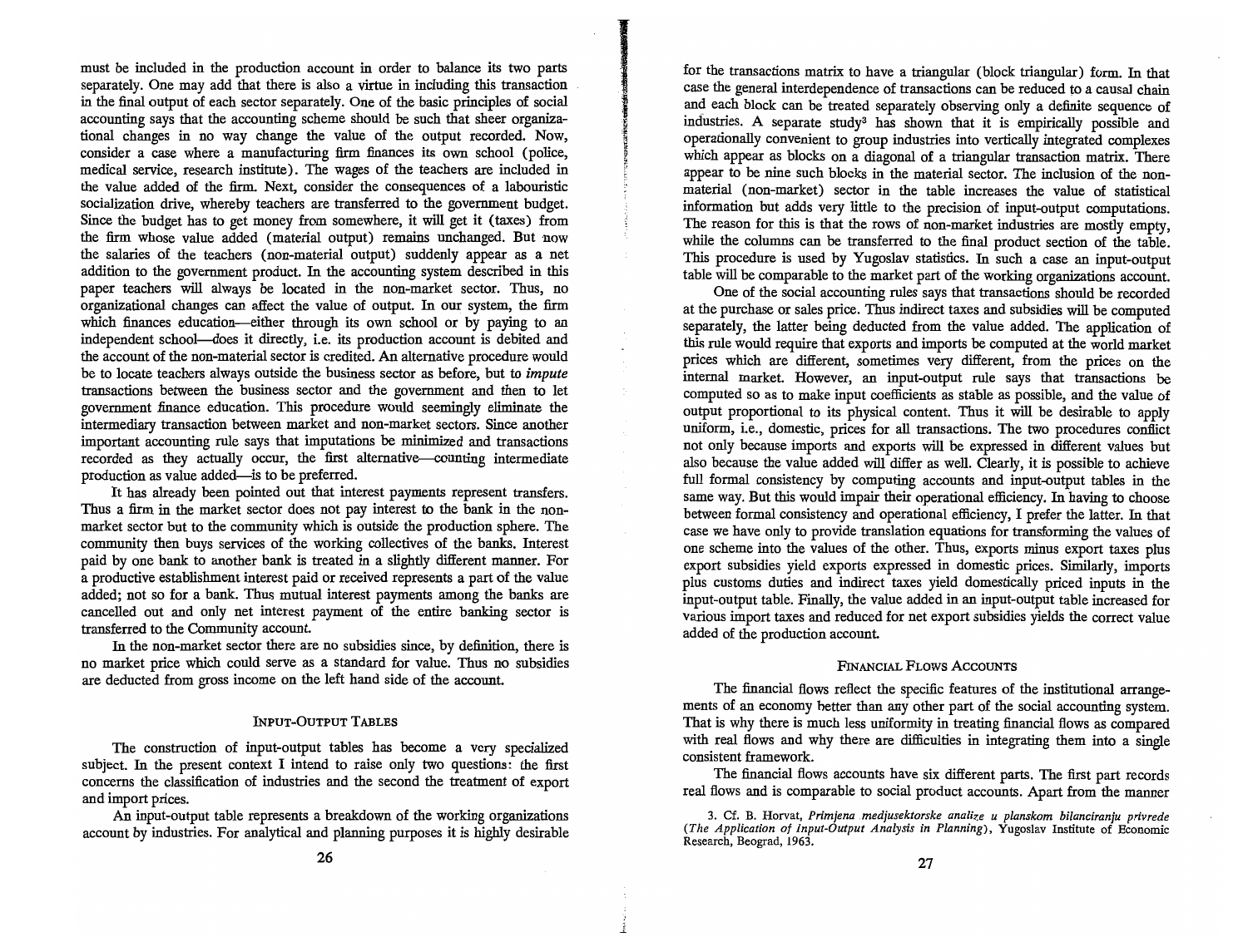must be included in the production account in order to balance its two parts separately. One may add that there is also a virtue in including this transaction in the final output of each sector separately. One of the basic principles of social accounting says that the accounting scheme should be such that sheer organizational changes in no way change the value of the output recorded. Now, consider a case where a manufacturing firm finances its own school (police, medical service, research institute). The wages of the teachers are included in the value added of the firm. Next, consider the consequences of a labouristic socialization drive, whereby teachers are transferred to the government budget. Since the budget has to get money from somewhere, it will get it (taxes) from the firm whose value added (material output) remains unchanged. But now the salaries of the teachers (non-material output) suddenly appear as a net addition to the government product. In the accounting system described in this paper teachers will always be located in the non-market sector. Thus, no organizational changes can affect the value of output. In our system, the firm which finances education—either through its own school or by paying to an independent school—does it directly, i.e. its production account is debited and the account of the non-material sector is credited. An alternative procedure would be to locate teachers always outside the business sector as before, but to *impute* transactions between the business sector and the government and then to let government finance education. This procedure would seemingly eliminate the intermediary transaction between market and non-market sectors. Since another important accounting rule says that imputations be minimized and transactions recorded as they actually occur, the first alternative—counting intermediate production as value added—is to be preferred.

It has already been pointed out that interest payments represent transfers. Thus a firm in the market sector does not pay interest to the bank in the non-market sector but to the community which is outside the production sphere. The community then buys services of the working collectives of the banks. Interest paid by one bank to another bank is treated in a slightly different manner. For a productive establishment interest paid or received represents a part of the value added; not so for a bank. Thus mutual interest payments among the banks are cancelled out and only net interest payment of the entire banking sector is transferred to the Community account.

In the non-market sector there are no subsidies since, by definition, there is no market price which could serve as a standard for value. Thus no subsidies are deducted from gross income on the left hand side of the account.

## Input-Output Tables

The construction of input-output tables has become a very specialized subject. In the present context I intend to raise only two questions: the first concerns the classification of industries and the second the treatment of export and import prices.

An input-output table represents a breakdown of the working organizations account by industries. For analytical and planning purposes it is highly desirable for the transactions matrix to have a triangular (block triangular) form. In that case the general interdependence of transactions can be reduced to a causal chain and each block can be treated separately observing only a definite sequence of industries. A separate study[3] has shown that it is empirically possible and operationally convenient to group industries into vertically integrated complexes which appear as blocks on a diagonal of a triangular transaction matrix. There appear to be nine such blocks in the material sector. The inclusion of the non-material (non-market) sector in the table increases the value of statistical information but adds very little to the precision of input-output computations. The reason for this is that the rows of non-market industries are mostly empty, while the columns can be transferred to the final product section of the table. This procedure is used by Yugoslav statistics. In such a case an input-output table will be comparable to the market part of the working organizations account.

One of the social accounting rules says that transactions should be recorded at the purchase or sales price. Thus indirect taxes and subsidies will be computed separately, the latter being deducted from the value added. The application of this rule would require that exports and imports be computed at the world market prices which are different, sometimes very different, from the prices on the internal market. However, an input-output rule says that transactions be computed so as to make input coefficients as stable as possible, and the value of output proportional to its physical content. Thus it will be desirable to apply uniform, i.e., domestic, prices for all transactions. The two procedures conflict not only because imports and exports will be expressed in different values but also because the value added will differ as well. Clearly, it is possible to achieve full formal consistency by computing accounts and input-output tables in the same way. But this would impair their operational efficiency. In having to choose between formal consistency and operational efficiency, I prefer the latter. In that case we have only to provide translation equations for transforming the values of one scheme into the values of the other. Thus, exports minus export taxes plus export subsidies yield exports expressed in domestic prices. Similarly, imports plus customs duties and indirect taxes yield domestically priced inputs in the input-output table. Finally, the value added in an input-output table increased for various import taxes and reduced for net export subsidies yields the correct value added of the production account.

## Financial Flows Accounts

The financial flows reflect the specific features of the institutional arrangements of an economy better than any other part of the social accounting system. That is why there is much less uniformity in treating financial flows as compared with real flows and why there are difficulties in integrating them into a single consistent framework.

The financial flows accounts have six different parts. The first part records real flows and is comparable to social product accounts. Apart from the manner

3. Cf. B. Horvat, *Primjena medjusektorske analize u planskom bilanciranju privrede* (*The Application of Input-Output Analysis in Planning*), Yugoslav Institute of Economic Research, Beograd, 1963.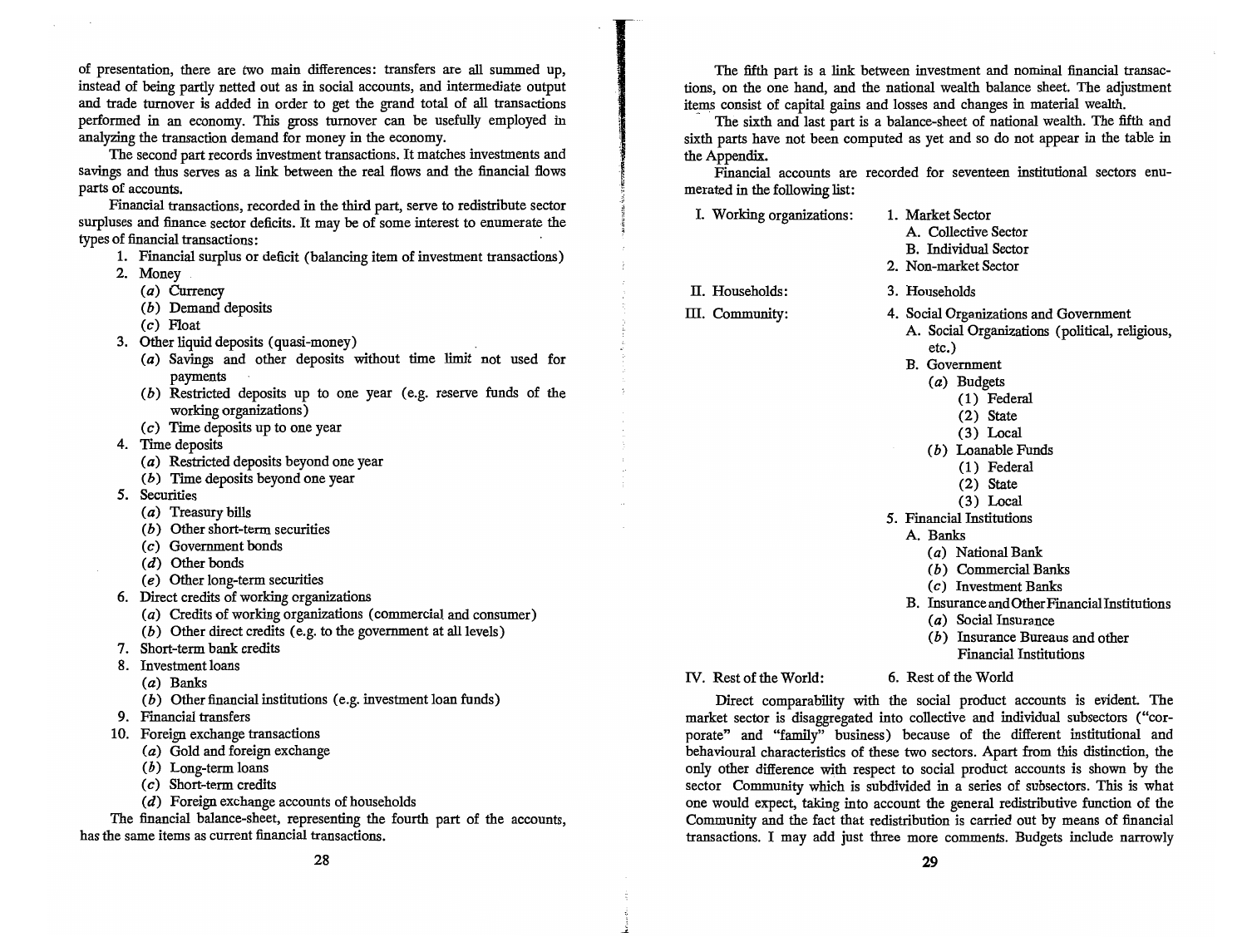of presentation, there are two main differences: transfers are all summed up, instead of being partly netted out as in social accounts, and intermediate output and trade turnover is added in order to get the grand total of all transactions performed in an economy. This gross turnover can be usefully employed in analyzing the transaction demand for money in the economy.

The second part records investment transactions. It matches investments and savings and thus serves as a link between the real flows and the financial flows parts of accounts.

Financial transactions, recorded in the third part, serve to redistribute sector surpluses and finance sector deficits. It may be of some interest to enumerate the types of financial transactions:

1. Financial surplus or deficit (balancing item of investment transactions)
2. Money
   (*a*) Currency
   (*b*) Demand deposits
   (*c*) Float
3. Other liquid deposits (quasi-money)
   (*a*) Savings and other deposits without time limit not used for payments
   (*b*) Restricted deposits up to one year (e.g. reserve funds of the working organizations)
   (*c*) Time deposits up to one year
4. Time deposits
   (*a*) Restricted deposits beyond one year
   (*b*) Time deposits beyond one year
5. Securities
   (*a*) Treasury bills
   (*b*) Other short-term securities
   (*c*) Government bonds
   (*d*) Other bonds
   (*e*) Other long-term securities
6. Direct credits of working organizations
   (*a*) Credits of working organizations (commercial and consumer)
   (*b*) Other direct credits (e.g. to the government at all levels)
7. Short-term bank credits
8. Investment loans
   (*a*) Banks
   (*b*) Other financial institutions (e.g. investment loan funds)
9. Financial transfers
10. Foreign exchange transactions
    (*a*) Gold and foreign exchange
    (*b*) Long-term loans
    (*c*) Short-term credits
    (*d*) Foreign exchange accounts of households

The financial balance-sheet, representing the fourth part of the accounts, has the same items as current financial transactions.

The fifth part is a link between investment and nominal financial transactions, on the one hand, and the national wealth balance sheet. The adjustment items consist of capital gains and losses and changes in material wealth.

The sixth and last part is a balance-sheet of national wealth. The fifth and sixth parts have not been computed as yet and so do not appear in the table in the Appendix.

Financial accounts are recorded for seventeen institutional sectors enumerated in the following list:

I. Working organizations:
   1. Market Sector
      A. Collective Sector
      B. Individual Sector
   2. Non-market Sector

II. Households:
   3. Households

III. Community:
   4. Social Organizations and Government
      A. Social Organizations (political, religious, etc.)
      B. Government
         (*a*) Budgets
            (1) Federal
            (2) State
            (3) Local
         (*b*) Loanable Funds
            (1) Federal
            (2) State
            (3) Local
   5. Financial Institutions
      A. Banks
         (*a*) National Bank
         (*b*) Commercial Banks
         (*c*) Investment Banks
      B. Insurance and Other Financial Institutions
         (*a*) Social Insurance
         (*b*) Insurance Bureaus and other Financial Institutions

IV. Rest of the World:
   6. Rest of the World

Direct comparability with the social product accounts is evident. The market sector is disaggregated into collective and individual subsectors ("corporate" and "family" business) because of the different institutional and behavioural characteristics of these two sectors. Apart from this distinction, the only other difference with respect to social product accounts is shown by the sector Community which is subdivided in a series of subsectors. This is what one would expect, taking into account the general redistributive function of the Community and the fact that redistribution is carried out by means of financial transactions. I may add just three more comments. Budgets include narrowly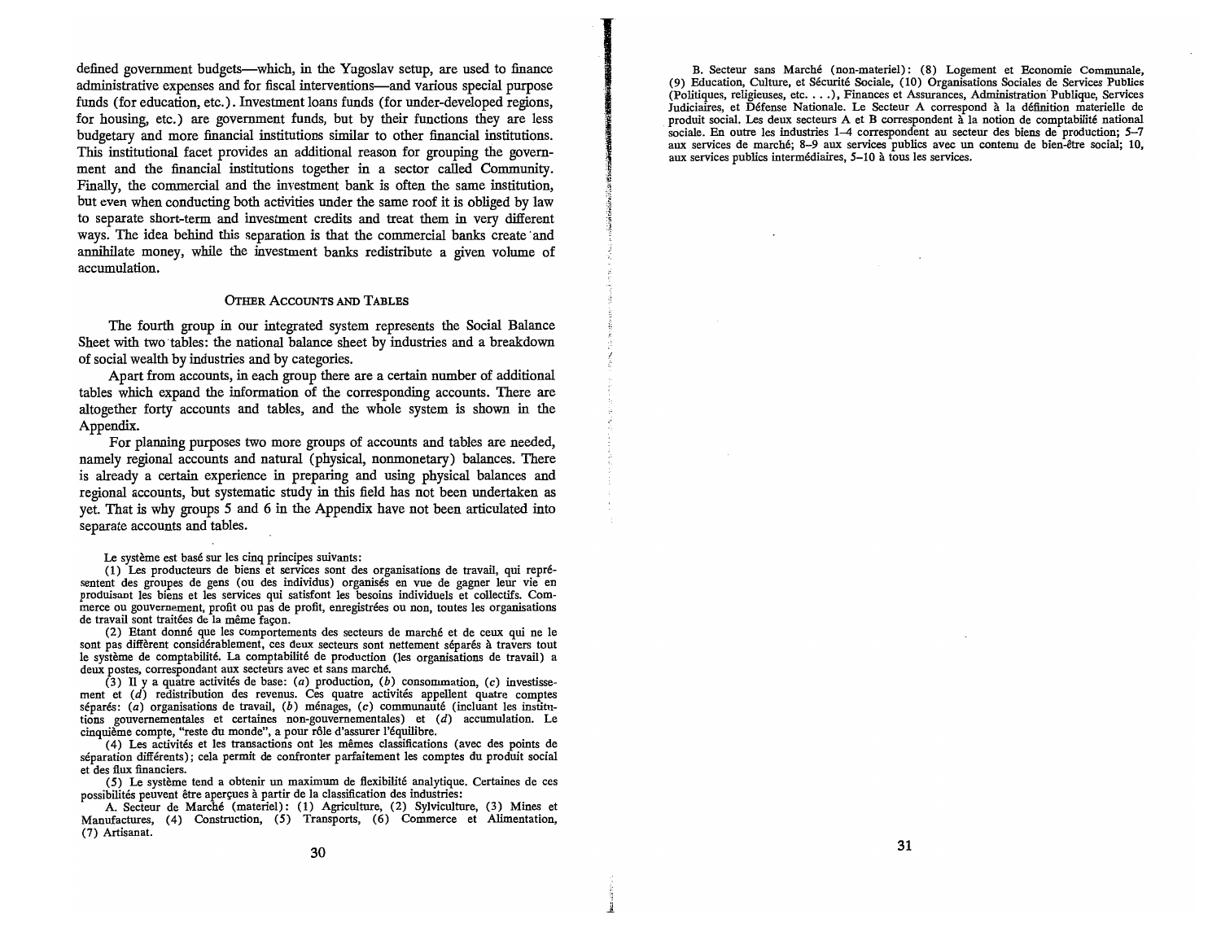defined government budgets—which, in the Yugoslav setup, are used to finance administrative expenses and for fiscal interventions—and various special purpose funds (for education, etc.). Investment loans funds (for under-developed regions, for housing, etc.) are government funds, but by their functions they are less budgetary and more financial institutions similar to other financial institutions. This institutional facet provides an additional reason for grouping the government and the financial institutions together in a sector called Community. Finally, the commercial and the investment bank is often the same institution, but even when conducting both activities under the same roof it is obliged by law to separate short-term and investment credits and treat them in very different ways. The idea behind this separation is that the commercial banks create and annihilate money, while the investment banks redistribute a given volume of accumulation.

## Other Accounts and Tables

The fourth group in our integrated system represents the Social Balance Sheet with two tables: the national balance sheet by industries and a breakdown of social wealth by industries and by categories.

Apart from accounts, in each group there are a certain number of additional tables which expand the information of the corresponding accounts. There are altogether forty accounts and tables, and the whole system is shown in the Appendix.

For planning purposes two more groups of accounts and tables are needed, namely regional accounts and natural (physical, nonmonetary) balances. There is already a certain experience in preparing and using physical balances and regional accounts, but systematic study in this field has not been undertaken as yet. That is why groups 5 and 6 in the Appendix have not been articulated into separate accounts and tables.

Le système est basé sur les cinq principes suivants:

(1) Les producteurs de biens et services sont des organisations de travail, qui représentent des groupes de gens (ou des individus) organisés en vue de gagner leur vie en produisant les biens et les services qui satisfont les besoins individuels et collectifs. Commerce ou gouvernement, profit ou pas de profit, enregistrées ou non, toutes les organisations de travail sont traitées de la même façon.

(2) Etant donné que les comportements des secteurs de marché et de ceux qui ne le sont pas diffèrent considérablement, ces deux secteurs sont nettement séparés à travers tout le système de comptabilité. La comptabilité de production (les organisations de travail) a deux postes, correspondant aux secteurs avec et sans marché.

(3) Il y a quatre activités de base: (*a*) production, (*b*) consommation, (*c*) investissement et (*d*) redistribution des revenus. Ces quatre activités appellent quatre comptes séparés: (*a*) organisations de travail, (*b*) ménages, (*c*) communauté (incluant les institutions gouvernementales et certaines non-gouvernementales) et (*d*) accumulation. Le cinquième compte, "reste du monde", a pour rôle d'assurer l'équilibre.

(4) Les activités et les transactions ont les mêmes classifications (avec des points de séparation différents); cela permit de confronter parfaitement les comptes du produit social et des flux financiers.

(5) Le système tend a obtenir un maximum de flexibilité analytique. Certaines de ces possibilités peuvent être aperçues à partir de la classification des industries:

A. Secteur de Marché (materiel): (1) Agriculture, (2) Sylviculture, (3) Mines et Manufactures, (4) Construction, (5) Transports, (6) Commerce et Alimentation, (7) Artisanat.

B. Secteur sans Marché (non-materiel): (8) Logement et Economie Communale, (9) Education, Culture, et Sécurité Sociale, (10) Organisations Sociales de Services Publics (Politiques, religieuses, etc. . . .), Finances et Assurances, Administration Publique, Services Judiciaires, et Défense Nationale. Le Secteur A correspond à la définition materielle de produit social. Les deux secteurs A et B correspondent à la notion de comptabilité national sociale. En outre les industries 1–4 correspondent au secteur des biens de production; 5–7 aux services de marché; 8–9 aux services publics avec un contenu de bien-être social; 10, aux services publics intermédiaires, 5–10 à tous les services.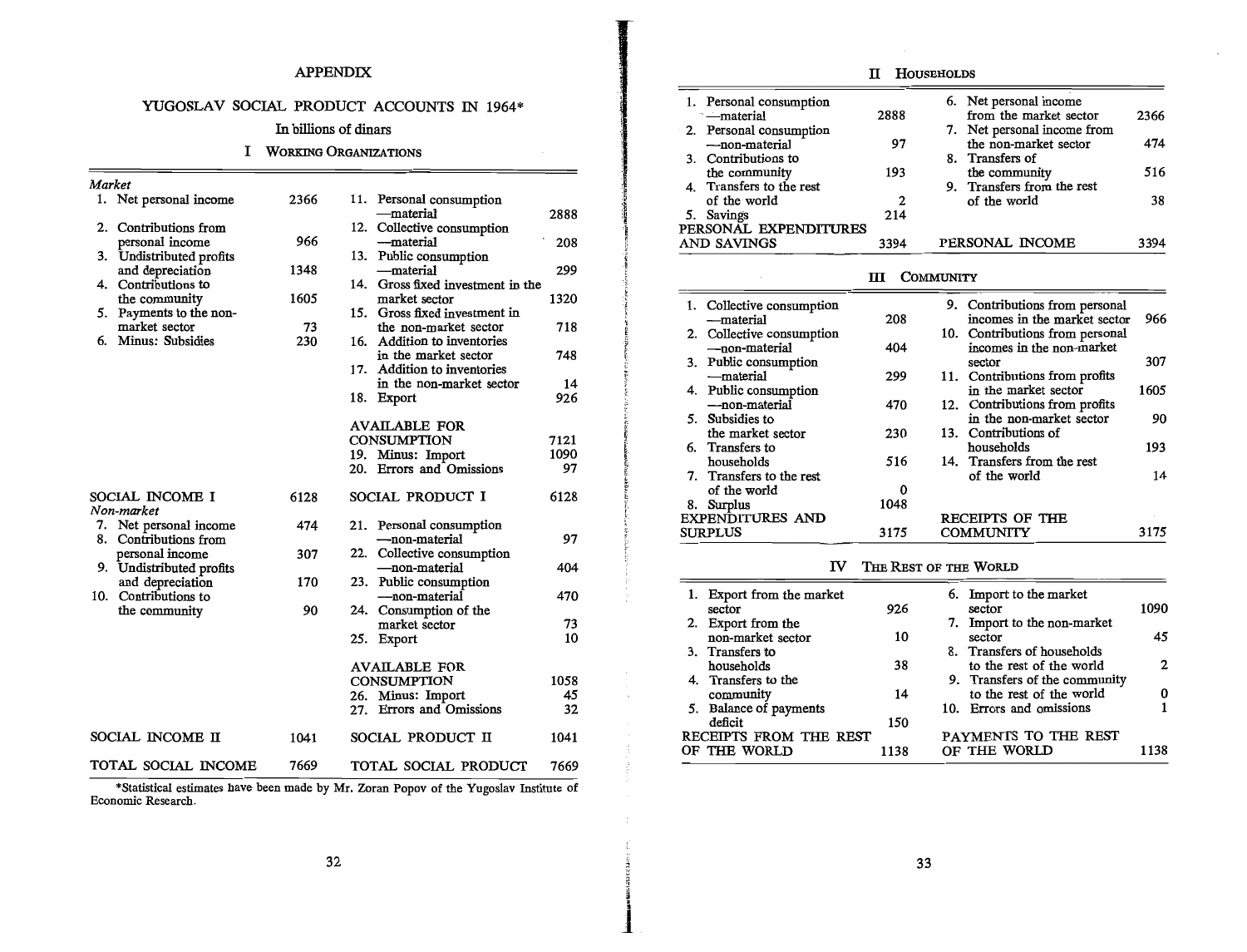## APPENDIX

### YUGOSLAV SOCIAL PRODUCT ACCOUNTS IN 1964*

In billions of dinars

#### I Working Organizations

| | | | |
|---|---|---|---|
| *Market* | | | |
| 1. Net personal income | 2366 | 11. Personal consumption —material | 2888 |
| 2. Contributions from personal income | 966 | 12. Collective consumption —material | 208 |
| 3. Undistributed profits and depreciation | 1348 | 13. Public consumption —material | 299 |
| 4. Contributions to the community | 1605 | 14. Gross fixed investment in the market sector | 1320 |
| 5. Payments to the non-market sector | 73 | 15. Gross fixed investment in the non-market sector | 718 |
| 6. Minus: Subsidies | 230 | 16. Addition to inventories in the market sector | 748 |
| | | 17. Addition to inventories in the non-market sector | 14 |
| | | 18. Export | 926 |
| | | AVAILABLE FOR CONSUMPTION | 7121 |
| | | 19. Minus: Import | 1090 |
| | | 20. Errors and Omissions | 97 |
| SOCIAL INCOME I | 6128 | SOCIAL PRODUCT I | 6128 |
| *Non-market* | | | |
| 7. Net personal income | 474 | 21. Personal consumption —non-material | 97 |
| 8. Contributions from personal income | 307 | 22. Collective consumption —non-material | 404 |
| 9. Undistributed profits and depreciation | 170 | 23. Public consumption —non-material | 470 |
| 10. Contributions to the community | 90 | 24. Consumption of the market sector | 73 |
| | | 25. Export | 10 |
| | | AVAILABLE FOR CONSUMPTION | 1058 |
| | | 26. Minus: Import | 45 |
| | | 27. Errors and Omissions | 32 |
| SOCIAL INCOME II | 1041 | SOCIAL PRODUCT II | 1041 |
| TOTAL SOCIAL INCOME | 7669 | TOTAL SOCIAL PRODUCT | 7669 |

*Statistical estimates have been made by Mr. Zoran Popov of the Yugoslav Institute of Economic Research.

#### II Households

| | | | |
|---|---|---|---|
| 1. Personal consumption —material | 2888 | 6. Net personal income from the market sector | 2366 |
| 2. Personal consumption —non-material | 97 | 7. Net personal income from the non-market sector | 474 |
| 3. Contributions to the community | 193 | 8. Transfers of the community | 516 |
| 4. Transfers to the rest of the world | 2 | 9. Transfers from the rest of the world | 38 |
| 5. Savings | 214 | | |
| PERSONAL EXPENDITURES AND SAVINGS | 3394 | PERSONAL INCOME | 3394 |

#### III Community

| | | | |
|---|---|---|---|
| 1. Collective consumption —material | 208 | 9. Contributions from personal incomes in the market sector | 966 |
| 2. Collective consumption —non-material | 404 | 10. Contributions from personal incomes in the non-market sector | 307 |
| 3. Public consumption —material | 299 | 11. Contributions from profits in the market sector | 1605 |
| 4. Public consumption —non-material | 470 | 12. Contributions from profits in the non-market sector | 90 |
| 5. Subsidies to the market sector | 230 | 13. Contributions of households | 193 |
| 6. Transfers to households | 516 | 14. Transfers from the rest of the world | 14 |
| 7. Transfers to the rest of the world | 0 | | |
| 8. Surplus | 1048 | | |
| EXPENDITURES AND SURPLUS | 3175 | RECEIPTS OF THE COMMUNITY | 3175 |

#### IV The Rest of the World

| | | | |
|---|---|---|---|
| 1. Export from the market sector | 926 | 6. Import to the market sector | 1090 |
| 2. Export from the non-market sector | 10 | 7. Import to the non-market sector | 45 |
| 3. Transfers to households | 38 | 8. Transfers of households to the rest of the world | 2 |
| 4. Transfers to the community | 14 | 9. Transfers of the community to the rest of the world | 0 |
| 5. Balance of payments deficit | 150 | 10. Errors and omissions | 1 |
| RECEIPTS FROM THE REST OF THE WORLD | 1138 | PAYMENTS TO THE REST OF THE WORLD | 1138 |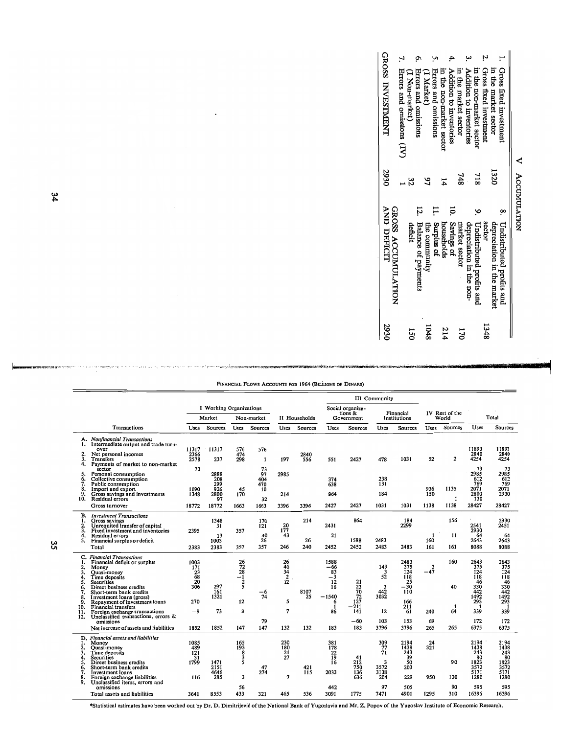## V ACCUMULATION

| | | | | |
|---|---|---|---|---|
| 1. Gross fixed investment in the market sector | 1320 | | 8. Undistributed profits and depreciation in the market sector | 1348 |
| 2. Gross fixed investment in the non-market sector | 718 | | 9. Undistributed profits and depreciation in the non-market sector | 170 |
| 3. Addition to inventories in the market sector | 748 | | 10. Savings of households | 214 |
| 4. Addition to inventories in the non-market sector | 14 | | 11. Surplus of the community | 1048 |
| 5. Errors and omissions (I Market) | 97 | | 12. Balance of payments deficit | 150 |
| 6. Errors and omissions (I Non-market) | 32 | | | |
| 7. Errors and omissions (IV) | 1 | | | |
| GROSS INVESTMENT | 2930 | | GROSS ACCUMULATION AND DEFICIT | 2930 |

FINANCIAL FLOWS ACCOUNTS FOR 1964 (BILLIONS OF DINARS)

| Transactions | I Working Organizations | | | | II Households | | III Community | | | | IV Rest of the World | | Total | |
|---|---|---|---|---|---|---|---|---|---|---|---|---|---|---|
| | Market | | Non-market | | | | Social organizations & Government | | Financial Institutions | | | | | |
| | Uses | Sources | Uses | Sources | Uses | Sources | Uses | Sources | Uses | Sources | Uses | Sources | Uses | Sources |
| **A. Nonfinancial Transactions** | | | | | | | | | | | | | | |
| 1. Intermediate output and trade turnover | 11317 | 11317 | 576 | 576 | | | | | | | | | 11893 | 11893 |
| 2. Net personal incomes | 2366 | | 474 | | | 2840 | | | | | | | 2840 | 2840 |
| 3. Transfers | 2578 | 237 | 298 | 1 | 197 | 556 | 551 | 2427 | 478 | 1031 | 52 | 2 | 4254 | 4254 |
| 4. Payments of market to non-market sector | 73 | | | 73 | | | | | | | | | 73 | 73 |
| 5. Personal consumption | | 2888 | | 97 | 2985 | | | | | | | | 2985 | 2985 |
| 6. Collective consumption | | 208 | | 404 | | | 374 | | 238 | | | | 612 | 612 |
| 7. Public consumption | | 299 | | 470 | | | 638 | | 131 | | | | 769 | 769 |
| 8. Import and export | 1090 | 926 | 45 | 10 | | | | | | | 936 | 1135 | 2071 | 2071 |
| 9. Gross savings and investments | 1348 | 2800 | 170 | | 214 | | 864 | | 184 | | 150 | | 2800 | 2930 |
| 10. Residual errors | | 97 | | 32 | | | | | | | | 1 | 130 | |
| Gross turnover | 18772 | 18772 | 1663 | 1663 | 3396 | 3396 | 2427 | 2427 | 1031 | 1031 | 1138 | 1138 | 28427 | 28427 |
| **B. Investment Transactions** | | | | | | | | | | | | | | |
| 1. Gross savings | | 1348 | | 170 | | 214 | | 864 | | 184 | | 156 | | 2930 |
| 2. Unrequited transfer of capital | | 31 | | 121 | 20 | | 2431 | | | 2299 | | | 2541 | 2451 |
| 3. Fixed investment and inventories | 2395 | | 357 | | 177 | | | | | | 1 | | 2930 | |
| 4. Residual errors | | 13 | | 40 | 43 | | 21 | | | | | 11 | 64 | 64 |
| 5. Financial surplus or deficit | | 1003 | | 26 | | 26 | | 1588 | 2483 | | 160 | | 2643 | 2643 |
| Total | 2383 | 2383 | 357 | 357 | 246 | 240 | 2452 | 2452 | 2483 | 2483 | 161 | 161 | 8088 | 8088 |
| **C. Financial Transactions** | | | | | | | | | | | | | | |
| 1. Financial deficit or surplus | 1003 | | 26 | | 26 | | 1588 | | | 2483 | | 160 | 2643 | 2643 |
| 2. Money | 171 | | 72 | | 46 | | −66 | | 149 | 375 | 3 | | 375 | 375 |
| 3. Quasi-money | 23 | | 28 | | 34 | | 83 | | 3 | 124 | −47 | | 124 | 124 |
| 4. Time deposits | 68 | | −1 | | 2 | | −3 | | 52 | 118 | | | 118 | 118 |
| 5. Securities | 20 | | 2 | | 12 | | 12 | 21 | | 25 | | | 46 | 46 |
| 6. Direct business credits | 306 | 297 | 5 | | | | 16 | 23 | 3 | −30 | | 40 | 330 | 330 |
| 7. Short-term bank credits | | 161 | | −6 | | 107 | | 70 | 442 | 110 | | | 442 | 442 |
| 8. Investment loans (gross) | | 1321 | | 74 | | 25 | −1540 | 72 | 3032 | | | | 1492 | 1492 |
| 9. Repayment of investment loans | 270 | | 12 | | 5 | | 6 | 127 | | 166 | | | 293 | 293 |
| 10. Financial transfers | | | | | | | 1 | −211 | | 211 | | 1 | 1 | 1 |
| 11. Foreign exchange transactions | −9 | 73 | 3 | | 7 | | 86 | 141 | 12 | 61 | 240 | 64 | 339 | 339 |
| 12. Unclassified transactions, errors & omissions | | | | 79 | | | | −60 | 103 | 153 | 69 | | 172 | 172 |
| Net increase of assets and liabilities | 1852 | 1852 | 147 | 147 | 132 | 132 | 183 | 183 | 3796 | 3796 | 265 | 265 | 6375 | 6375 |
| **D. Financial assets and liabilities** | | | | | | | | | | | | | | |
| 1. Money | 1085 | | 165 | | 230 | | 381 | | 309 | 2194 | 24 | | 2194 | 2194 |
| 2. Quasi-money | 489 | | 193 | | 180 | | 178 | | 77 | 1438 | 321 | | 1438 | 1438 |
| 3. Time deposits | 121 | | 8 | | 21 | | 22 | | 71 | 243 | | | 243 | 243 |
| 4. Securities | 31 | | 3 | | 27 | | 19 | 41 | | 39 | | | 80 | 80 |
| 5. Direct business credits | 1799 | 1471 | 5 | | | | 16 | 212 | 3 | 50 | | 90 | 1823 | 1823 |
| 6. Short-term bank credits | | 2151 | | 47 | | 421 | | 750 | 3572 | 203 | | | 3572 | 3572 |
| 7. Investment loans | | 4646 | | 274 | | 115 | 2033 | 136 | 3138 | | | | 5171 | 5171 |
| 8. Foreign exchange liabilities | 116 | 285 | 3 | | 7 | | | 636 | 204 | 229 | 950 | 130 | 1280 | 1280 |
| 9. Unclassified items, errors and omissions | | | 56 | | | | 442 | | 97 | 505 | | 90 | 595 | 595 |
| Total assets and liabilities | 3641 | 8553 | 433 | 321 | 465 | 536 | 3091 | 1775 | 7471 | 4901 | 1295 | 310 | 16396 | 16396 |

*Statistical estimates have been worked out by Dr. D. Dimitrijević of the National Bank of Yugoslavia and Mr. Z. Popov of the Yugoslav Institute of Economic Research.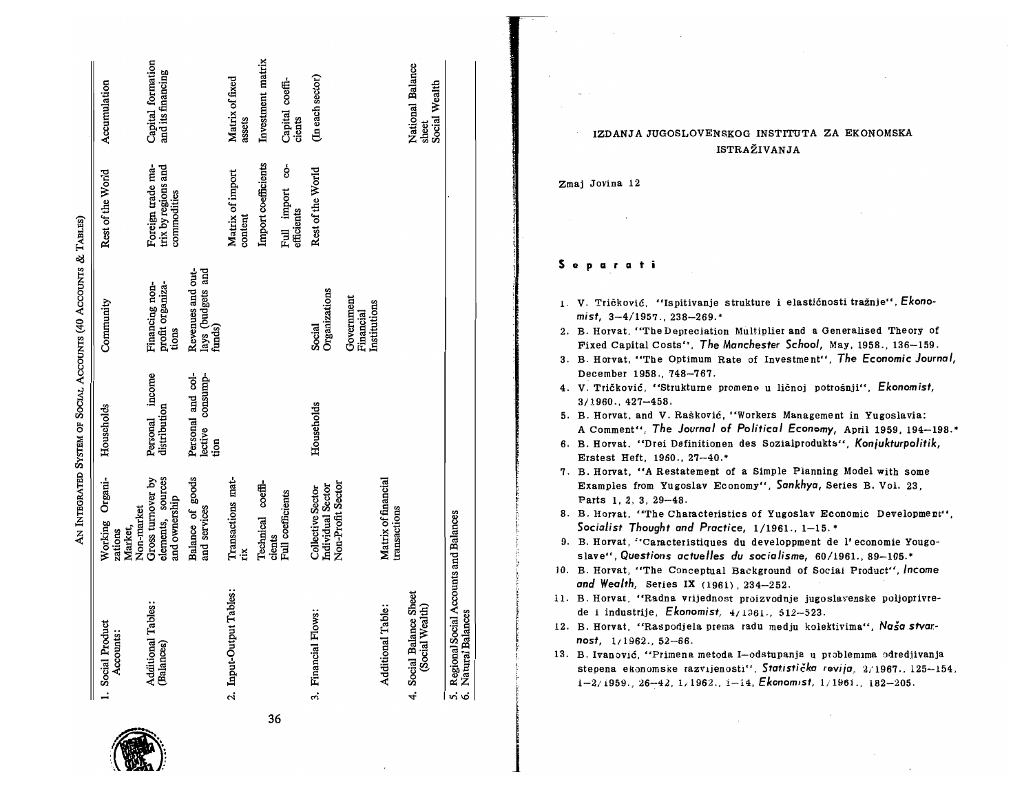## An Integrated System of Social Accounts (40 Accounts & Tables)

| | | | | | |
|---|---|---|---|---|---|
| 1. Social Product Accounts: | Working Organizations Market, Non-market | Households | Community | Rest of the World | Accumulation |
| Additional Tables: (Balances) | Gross turnover by elements, sources and ownership | Personal income distribution | Financing non-profit organizations | Foreign trade matrix by regions and commodities | Capital formation and its financing |
| | Balance of goods and services | Personal and collective consumption | Revenues and outlays (budgets and funds) | | |
| 2. Input-Output Tables: | Transactions matrix | | | Matrix of import content | Matrix of fixed assets |
| | Technical coefficients | | | Import coefficients | Investment matrix |
| | Full coefficients | | | Full import coefficients | Capital coefficients |
| 3. Financial Flows: | Collective Sector Individual Sector Non-Profit Sector | Households | Social Organizations | Rest of the World | (In each sector) |
| | | | Government Financial Institutions | | |
| Additional Table: | Matrix of financial transactions | | | | |
| 4. Social Balance Sheet (Social Wealth) | | | | | National Balance sheet Social Wealth |

5. Regional Social Accounts and Balances
6. Natural Balances

IZDANJA JUGOSLOVENSKOG INSTITUTA ZA EKONOMSKA ISTRAŽIVANJA

Zmaj Jovina 12

### S e p a r a t i

1. V. Tričković, "Ispitivanje strukture i elastičnosti tražnje", *Ekonomist*, 3–4/1957., 238–269.*
2. B. Horvat, "The Depreciation Multiplier and a Generalised Theory of Fixed Capital Costs", *The Manchester School*, May, 1958., 136–159.
3. B. Horvat, "The Optimum Rate of Investment", *The Economic Journal*, December 1958., 748–767.
4. V. Tričković, "Strukturne promene u ličnoj potrošnji", *Ekonomist*, 3/1960., 427–458.
5. B. Horvat, and V. Rašković, "Workers Management in Yugoslavia: A Comment", *The Journal of Political Economy*, April 1959, 194–198.*
6. B. Horvat, "Drei Definitionen des Sozialprodukts", *Konjukturpolitik*, Erstest Heft, 1960., 27–40.*
7. B. Horvat, "A Restatement of a Simple Planning Model with some Examples from Yugoslav Economy", *Sankhya*, Series B. Vol. 23, Parts 1, 2, 3, 29–48.
8. B. Horvat, "The Characteristics of Yugoslav Economic Development", *Socialist Thought and Practice*, 1/1961., 1–15.*
9. B. Horvat, "Caracteristiques du developpment de l'economie Yougoslave", *Questions actuelles du socialisme*, 60/1961., 89–105.*
10. B. Horvat, "The Conceptual Background of Social Product", *Income and Wealth*, Series IX (1961), 234–252.
11. B. Horvat, "Radna vrijednost proizvodnje jugoslavenske poljoprivrede i industrije, *Ekonomist*, 4/1961., 512–523.
12. B. Horvat, "Raspodjela prema radu medju kolektivima", *Naša stvarnost*, 1/1962., 52–66.
13. B. Ivanović, "Primena metoda I–odstupanja u problemima odredjivanja stepena ekonomske razvijenosti", *Statistička revija*, 2/1967., 125–154, 1–2/1959., 26–42, 1/1962., 1–14, *Ekonomist*, 1/1961., 182–205.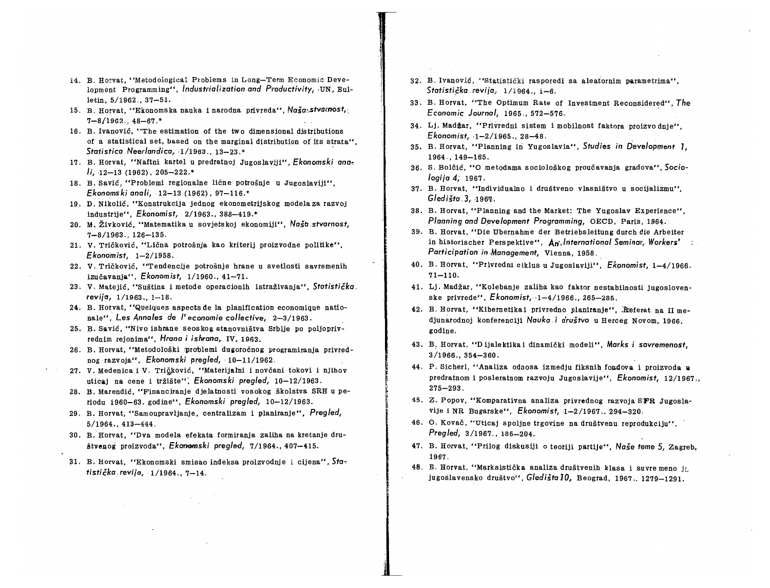14. B. Horvat, "Metodological Problems in Long—Term Economic Development Programming", *Industrialization and Productivity*, UN, Bulletin, 5/1962., 37—51.
15. B. Horvat, "Ekonomska nauka i narodna privreda", *Naša stvarnost*, 7—8/1962., 48—67.*
16. B. Ivanović, "The estimation of the two dimensional distributions of a statistical set, based on the marginal distribution of its strata", *Statistica Neerlandica*, 1/1963., 13—23.*
17. B. Horvat, "Naftni kartel u predratnoj Jugoslaviji", *Ekonomski anali*, 12—13 (1962), 205—222.*
18. B. Savić, "Problemi regionalne lične potrošnje u Jugoslaviji", *Ekonomski anali*, 12—13 (1962), 97—116.*
19. D. Nikolić, "Konstrukcija jednog ekonometrijskog modela za razvoj industrije", *Ekonomist*, 2/1963., 388—419.*
20. M. Živković, "Matematika u sovjetskoj ekonomiji", *Naša stvarnost*, 7—8/1963., 126—135.
21. V. Tričković, "Lična potrošnja kao kriterij proizvodne politike", *Ekonomist*, 1—2/1958.
22. V. Tričković, "Tendencije potrošnje hrane u svetlosti savremenih izučavanja", *Ekonomist*, 1/1960., 41—71.
23. V. Matejić, "Suština i metode operacionih istraživanja", *Statistička revija*, 1/1963., 1—18.
24. B. Horvat, "Quelques aspects de la planification economique nationale", *Les Annales de l'economie collective*, 2—3/1963.
25. B. Savić, "Nivo ishrane seoskog stanovništva Srbije po poljoprivrednim rejonima", *Hrana i ishrana*, IV, 1963.
26. B. Horvat, "Metodološki problemi dugoročnog programiranja privrednog razvoja", *Ekonomski pregled*, 10—11/1962.
27. V. Medenica i V. Tričković, "Materijalni i novčani tokovi i njihov uticaj na cene i tržište", *Ekonomski pregled*, 10—12/1963.
28. B. Marendić, "Financiranje djelatnosti vosokog školstva SRH u periodu 1960—63. godine", *Ekonomski pregled*, 10—12/1963.
29. B. Horvat, "Samoupravljanje, centralizam i planiranje", *Pregled*, 5/1964., 413—444.
30. B. Horvat, "Dva modela efekata formiranja zaliha na kretanje društvenog proizvoda", *Ekonomski pregled*, 7/1964., 407—415.
31. B. Horvat, "Ekonomski smisao indeksa proizvodnje i cijena", *Statistička revija*, 1/1964., 7—14.
32. B. Ivanović, "Statistički rasporedi sa aleatornim parametrima", *Statistička revija*, 1/1964., 1—6.
33. B. Horvat, "The Optimum Rate of Investment Reconsidered", *The Economic Journal*, 1965., 572—576.
34. Lj. Madžar, "Privredni sistem i mobilnost faktora proizvodnje", *Ekonomist*, 1—2/1965., 28—48.
35. B. Horvat, "Planning in Yugoslavia", *Studies in Development 1*, 1964., 149—165.
36. S. Bolčić, "O metodama sociološkog proučavanja gradova", *Sociologija 4*, 1967.
37. B. Horvat, "Individualno i društveno vlasništvo u socijalizmu", *Gledišta 3*, 1967.
38. B. Horvat, "Planning and the Market: The Yugoslav Experience", *Planning and Development Programming*, OECD, Paris, 1964.
39. B. Horvat, "Die Ubernahme der Betriebsleitung durch die Arbeiter in historischer Perspektive", *An International Seminar, Workers' Participation in Management*, Vienna, 1958.
40. B. Horvat, "Privredni ciklus u Jugoslaviji", *Ekonomist*, 1—4/1966. 71—110.
41. Lj. Madžar, "Kolebanje zaliha kao faktor nestabilnosti jugoslovenske privrede", *Ekonomist*, 1—4/1966., 265—285.
42. B. Horvat, "Kibernetika i privredno planiranje", Referat na II medjunarodnoj konferenciji *Nauka i društvo* u Herceg Novom, 1966. godine.
43. B. Horvat, "Dijalektika i dinamički modeli", *Marks i savremenost*, 3/1966., 354—360.
44. P. Sicherl, "Analiza odnosa izmedju fiksnih fondova i proizvoda u predratnom i posleratnom razvoju Jugoslavije", *Ekonomist*, 12/1967., 275—293.
45. Z. Popov, "Komparativna analiza privrednog razvoja SFR Jugoslavije i NR Bugarske", *Ekonomist*, 1—2/1967., 294—320.
46. O. Kovač, "Uticaj spoljne trgovine na društvenu reprodukciju", *Pregled*, 3/1967., 185—204.
47. B. Horvat, "Prilog diskusiji o teoriji partije", *Naše teme 5*, Zagreb, 1967.
48. B. Horvat, "Marksistička analiza društvenih klasa i suvremeno jugoslavensko društvo", *Gledišta 10*, Beograd, 1967., 1279—1291.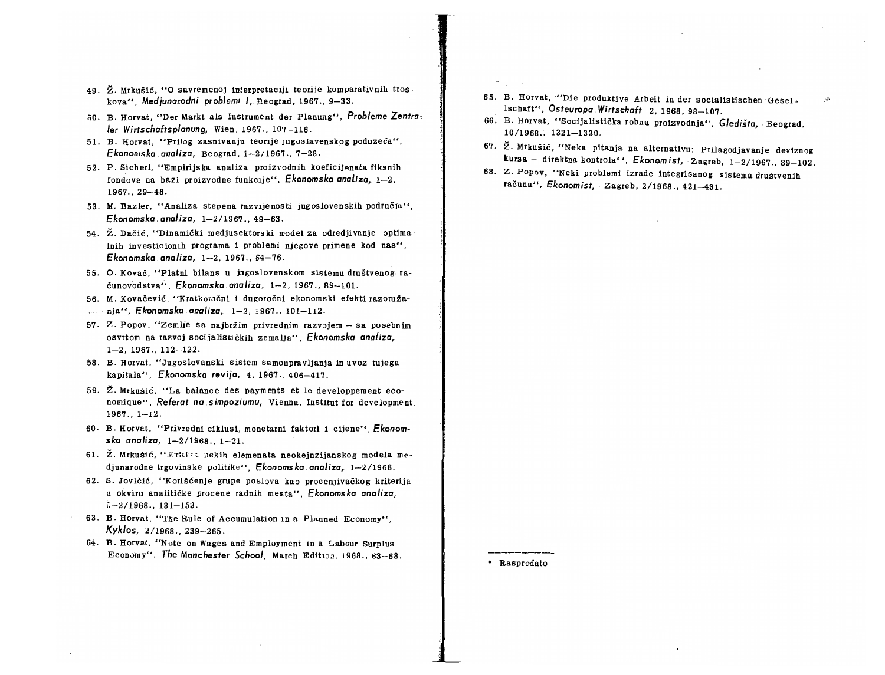49. Ž. Mrkušić, "O savremenoj interpretaciji teorije komparativnih troškova", *Medjunarodni problemi I*, Beograd, 1967., 9—33.

50. B. Horvat, "Der Markt als Instrument der Planung", *Probleme Zentraler Wirtschaftsplanung*, Wien, 1967., 107—116.

51. B. Horvat, "Prilog zasnivanju teorije jugoslavenskog poduzeća", *Ekonomska analiza*, Beograd, 1—2/1967., 7—28.

52. P. Sicherl, "Empirijska analiza proizvodnih koeficijenata fiksnih fondova na bazi proizvodne funkcije", *Ekonomska analiza*, 1—2, 1967., 29—48.

53. M. Bazler, "Analiza stepena razvijenosti jugoslovenskih područja", *Ekonomska analiza*, 1—2/1967., 49—63.

54. Ž. Dačić, "Dinamički medjusektorski model za odredjivanje optimalnih investicionih programa i problemi njegove primene kod nas", *Ekonomska analiza*, 1—2, 1967., 64—76.

55. O. Kovač, "Platni bilans u jugoslovenskom sistemu društvenog računovodstva", *Ekonomska analiza*, 1—2, 1967., 89—101.

56. M. Kovačević, "Kratkoročni i dugoročni ekonomski efekti razoružanja", *Ekonomska analiza*, 1—2, 1967., 101—112.

57. Z. Popov, "Zemlje sa najbržim privrednim razvojem — sa posebnim osvrtom na razvoj socijalističkih zemalja", *Ekonomska analiza*, 1—2, 1967., 112—122.

58. B. Horvat, "Jugoslovanski sistem samoupravljanja in uvoz tujega kapitala", *Ekonomska revija*, 4, 1967., 406—417.

59. Ž. Mrkušić, "La balance des payments et le developpement economique", *Referat na simpoziumu*, Vienna, Institut for development. 1967., 1—12.

60. B. Horvat, "Privredni ciklusi, monetarni faktori i cijene", *Ekonomska analiza*, 1—2/1968., 1—21.

61. Ž. Mrkušić, "Kritika nekih elemenata neokejnzijanskog modela medjunarodne trgovinske politike", *Ekonomska analiza*, 1—2/1968.

62. S. Jovičić, "Korišćenje grupe poslova kao procenjivačkog kriterija u okviru analitičke procene radnih mesta", *Ekonomska analiza*, 1—2/1968., 131—153.

63. B. Horvat, "The Rule of Accumulation in a Planned Economy", *Kyklos*, 2/1968., 239—265.

64. B. Horvat, "Note on Wages and Employment in a Labour Surplus Economy", *The Manchester School*, March Edition, 1968., 63—68.

65. B. Horvat, "Die produktive Arbeit in der socialistischen Gesellschaft", *Osteuropa Wirtschaft* 2, 1968, 98—107.

66. B. Horvat, "Socijalistička robna proizvodnja", *Gledišta*, Beograd, 10/1968., 1321—1330.

67. Ž. Mrkušić, "Neka pitanja na alternativu: Prilagodjavanje deviznog kursa — direktna kontrola", *Ekonomist*, Zagreb, 1—2/1967., 89—102.

68. Z. Popov, "Neki problemi izrade integrisanog sistema društvenih računa", *Ekonomist*, Zagreb, 2/1968., 421—431.

---

\* Rasprodato